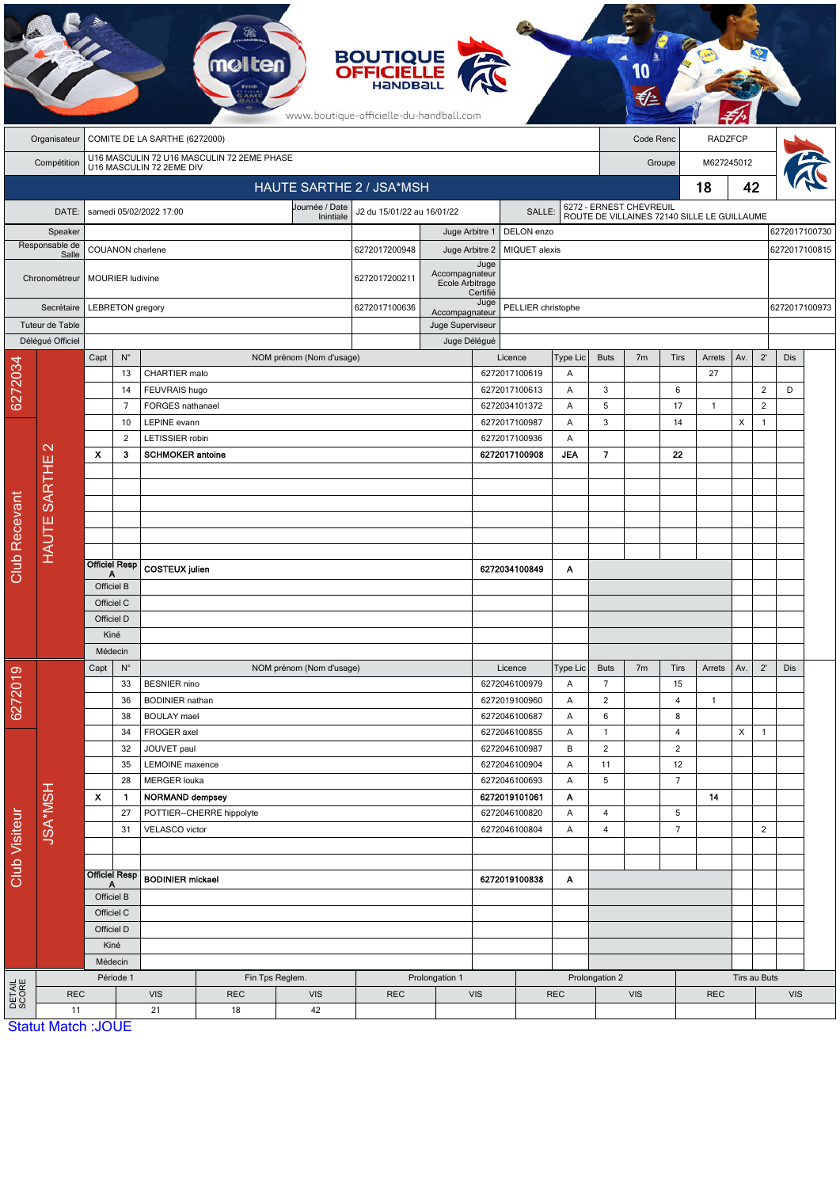BOUTIQUE OFFICIELLE HANDBALL

www.boutique-officielle-du-handball.com

| | | | |
|---|---|---|---|
| Organisateur | COMITE DE LA SARTHE (6272000) | Code Renc | RADZFCP |
| Compétition | U16 MASCULIN 72 U16 MASCULIN 72 2EME PHASE U16 MASCULIN 72 2EME DIV | Groupe | M627245012 |

## HAUTE SARTHE 2 / JSA*MSH — 18 / 42

| | | | | | |
|---|---|---|---|---|---|
| DATE: | samedi 05/02/2022 17:00 | Journée / Date Inintiale | J2 du 15/01/22 au 16/01/22 | SALLE: | 6272 - ERNEST CHEVREUIL ROUTE DE VILLAINES 72140 SILLE LE GUILLAUME |

| | | | | | |
|---|---|---|---|---|---|
| Speaker | | | Juge Arbitre 1 | DELON enzo | 6272017100730 |
| Responsable de Salle | COUANON charlene | 6272017200948 | Juge Arbitre 2 | MIQUET alexis | 6272017100815 |
| Chronométreur | MOURIER ludivine | 6272017200211 | Juge Accompagnateur Ecole Arbitrage Certifié | | |
| Secrétaire | LEBRETON gregory | 6272017100636 | Juge Accompagnateur | PELLIER christophe | 6272017100973 |
| Tuteur de Table | | | Juge Superviseur | | |
| Délégué Officiel | | | Juge Délégué | | |

### Club Recevant — 6272034 — HAUTE SARTHE 2

| Capt | N° | NOM prénom (Nom d'usage) | Licence | Type Lic | Buts | 7m | Tirs | Arrets | Av. | 2' | Dis |
|---|---|---|---|---|---|---|---|---|---|---|---|
| | 13 | CHARTIER malo | 6272017100619 | A | | | | 27 | | | |
| | 14 | FEUVRAIS hugo | 6272017100613 | A | 3 | | 6 | | | 2 | D |
| | 7 | FORGES nathanael | 6272034101372 | A | 5 | | 17 | 1 | | 2 | |
| | 10 | LEPINE evann | 6272017100987 | A | 3 | | 14 | | X | 1 | |
| | 2 | LETISSIER robin | 6272017100936 | A | | | | | | | |
| X | 3 | **SCHMOKER antoine** | **6272017100908** | **JEA** | **7** | | **22** | | | | |
| Officiel Resp A | | **COSTEUX julien** | **6272034100849** | **A** | | | | | | | |
| Officiel B | | | | | | | | | | | |
| Officiel C | | | | | | | | | | | |
| Officiel D | | | | | | | | | | | |
| Kiné | | | | | | | | | | | |
| Médecin | | | | | | | | | | | |

### Club Visiteur — 6272019 — JSA*MSH

| Capt | N° | NOM prénom (Nom d'usage) | Licence | Type Lic | Buts | 7m | Tirs | Arrets | Av. | 2' | Dis |
|---|---|---|---|---|---|---|---|---|---|---|---|
| | 33 | BESNIER nino | 6272046100979 | A | 7 | | 15 | | | | |
| | 36 | BODINIER nathan | 6272019100960 | A | 2 | | 4 | 1 | | | |
| | 38 | BOULAY mael | 6272046100687 | A | 6 | | 8 | | | | |
| | 34 | FROGER axel | 6272046100855 | A | 1 | | 4 | | X | 1 | |
| | 32 | JOUVET paul | 6272046100987 | B | 2 | | 2 | | | | |
| | 35 | LEMOINE maxence | 6272046100904 | A | 11 | | 12 | | | | |
| | 28 | MERGER louka | 6272046100693 | A | 5 | | 7 | | | | |
| X | 1 | **NORMAND dempsey** | **6272019101061** | **A** | | | | **14** | | | |
| | 27 | POTTIER--CHERRE hippolyte | 6272046100820 | A | 4 | | 5 | | | | |
| | 31 | VELASCO victor | 6272046100804 | A | 4 | | 7 | | | 2 | |
| Officiel Resp A | | **BODINIER mickael** | **6272019100838** | **A** | | | | | | | |
| Officiel B | | | | | | | | | | | |
| Officiel C | | | | | | | | | | | |
| Officiel D | | | | | | | | | | | |
| Kiné | | | | | | | | | | | |
| Médecin | | | | | | | | | | | |

### DETAIL SCORE

| Période 1 | | Fin Tps Reglem. | | Prolongation 1 | | Prolongation 2 | | Tirs au Buts | |
|---|---|---|---|---|---|---|---|---|---|
| REC | VIS | REC | VIS | REC | VIS | REC | VIS | REC | VIS |
| 11 | 21 | 18 | 42 | | | | | | |

Statut Match :JOUE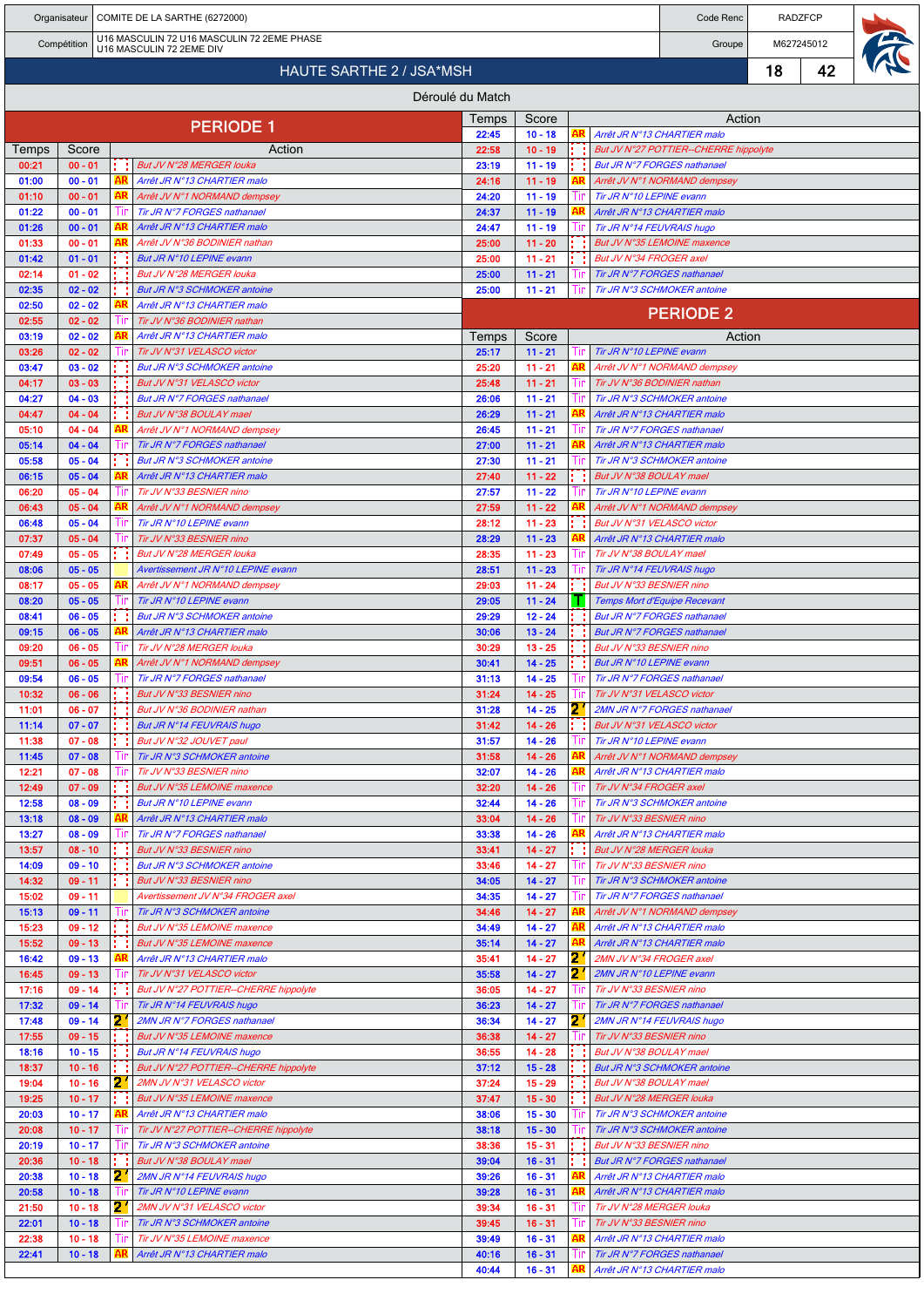| Organisateur | COMITE DE LA SARTHE (6272000) | Code Renc | RADZFCP |
|---|---|---|---|
| Compétition | U16 MASCULIN 72 U16 MASCULIN 72 2EME PHASE U16 MASCULIN 72 2EME DIV | Groupe | M627245012 |

## HAUTE SARTHE 2 / JSA*MSH — 18 – 42

### Déroulé du Match

## PERIODE 1

| Temps | Score | | Action |
|---|---|---|---|
| 00:21 | 00 - 01 | | But JV N°28 MERGER louka |
| 01:00 | 00 - 01 | AR | Arrêt JR N°13 CHARTIER malo |
| 01:10 | 00 - 01 | AR | Arrêt JV N°1 NORMAND dempsey |
| 01:22 | 00 - 01 | Tir | Tir JR N°7 FORGES nathanael |
| 01:26 | 00 - 01 | AR | Arrêt JR N°13 CHARTIER malo |
| 01:33 | 00 - 01 | AR | Arrêt JV N°36 BODINIER nathan |
| 01:42 | 01 - 01 | | But JR N°10 LEPINE evann |
| 02:14 | 01 - 02 | | But JV N°28 MERGER louka |
| 02:35 | 02 - 02 | | But JR N°3 SCHMOKER antoine |
| 02:50 | 02 - 02 | AR | Arrêt JR N°13 CHARTIER malo |
| 02:55 | 02 - 02 | Tir | Tir JV N°36 BODINIER nathan |
| 03:19 | 02 - 02 | AR | Arrêt JR N°13 CHARTIER malo |
| 03:26 | 02 - 02 | Tir | Tir JV N°31 VELASCO victor |
| 03:47 | 03 - 02 | | But JR N°3 SCHMOKER antoine |
| 04:17 | 03 - 03 | | But JV N°31 VELASCO victor |
| 04:27 | 04 - 03 | | But JR N°7 FORGES nathanael |
| 04:47 | 04 - 04 | | But JV N°38 BOULAY mael |
| 05:10 | 04 - 04 | AR | Arrêt JV N°1 NORMAND dempsey |
| 05:14 | 04 - 04 | Tir | Tir JR N°7 FORGES nathanael |
| 05:58 | 05 - 04 | | But JR N°3 SCHMOKER antoine |
| 06:15 | 05 - 04 | AR | Arrêt JR N°13 CHARTIER malo |
| 06:20 | 05 - 04 | Tir | Tir JV N°33 BESNIER nino |
| 06:43 | 05 - 04 | AR | Arrêt JV N°1 NORMAND dempsey |
| 06:48 | 05 - 04 | Tir | Tir JR N°10 LEPINE evann |
| 07:37 | 05 - 04 | Tir | Tir JV N°33 BESNIER nino |
| 07:49 | 05 - 05 | | But JV N°28 MERGER louka |
| 08:06 | 05 - 05 | | Avertissement JR N°10 LEPINE evann |
| 08:17 | 05 - 05 | AR | Arrêt JV N°1 NORMAND dempsey |
| 08:20 | 05 - 05 | Tir | Tir JR N°10 LEPINE evann |
| 08:41 | 06 - 05 | | But JR N°3 SCHMOKER antoine |
| 09:15 | 06 - 05 | AR | Arrêt JR N°13 CHARTIER malo |
| 09:20 | 06 - 05 | Tir | Tir JV N°28 MERGER louka |
| 09:51 | 06 - 05 | AR | Arrêt JV N°1 NORMAND dempsey |
| 09:54 | 06 - 05 | Tir | Tir JR N°7 FORGES nathanael |
| 10:32 | 06 - 06 | | But JV N°33 BESNIER nino |
| 11:01 | 06 - 07 | | But JV N°36 BODINIER nathan |
| 11:14 | 07 - 07 | | But JR N°14 FEUVRAIS hugo |
| 11:38 | 07 - 08 | | But JV N°32 JOUVET paul |
| 11:45 | 07 - 08 | Tir | Tir JR N°3 SCHMOKER antoine |
| 12:21 | 07 - 08 | Tir | Tir JV N°33 BESNIER nino |
| 12:49 | 07 - 09 | | But JV N°35 LEMOINE maxence |
| 12:58 | 08 - 09 | | But JR N°10 LEPINE evann |
| 13:18 | 08 - 09 | AR | Arrêt JR N°13 CHARTIER malo |
| 13:27 | 08 - 09 | Tir | Tir JR N°7 FORGES nathanael |
| 13:57 | 08 - 10 | | But JV N°33 BESNIER nino |
| 14:09 | 09 - 10 | | But JR N°3 SCHMOKER antoine |
| 14:32 | 09 - 11 | | But JV N°33 BESNIER nino |
| 15:02 | 09 - 11 | | Avertissement JV N°34 FROGER axel |
| 15:13 | 09 - 11 | Tir | Tir JR N°3 SCHMOKER antoine |
| 15:23 | 09 - 12 | | But JV N°35 LEMOINE maxence |
| 15:52 | 09 - 13 | | But JV N°35 LEMOINE maxence |
| 16:42 | 09 - 13 | AR | Arrêt JR N°13 CHARTIER malo |
| 16:45 | 09 - 13 | Tir | Tir JV N°31 VELASCO victor |
| 17:16 | 09 - 14 | | But JV N°27 POTTIER--CHERRE hippolyte |
| 17:32 | 09 - 14 | Tir | Tir JR N°14 FEUVRAIS hugo |
| 17:48 | 09 - 14 | 2' | 2MN JR N°7 FORGES nathanael |
| 17:55 | 09 - 15 | | But JV N°35 LEMOINE maxence |
| 18:16 | 10 - 15 | | But JR N°14 FEUVRAIS hugo |
| 18:37 | 10 - 16 | | But JV N°27 POTTIER--CHERRE hippolyte |
| 19:04 | 10 - 16 | 2' | 2MN JV N°31 VELASCO victor |
| 19:25 | 10 - 17 | | But JV N°35 LEMOINE maxence |
| 20:03 | 10 - 17 | AR | Arrêt JR N°13 CHARTIER malo |
| 20:08 | 10 - 17 | Tir | Tir JV N°27 POTTIER--CHERRE hippolyte |
| 20:19 | 10 - 17 | Tir | Tir JR N°3 SCHMOKER antoine |
| 20:36 | 10 - 18 | | But JV N°38 BOULAY mael |
| 20:38 | 10 - 18 | 2' | 2MN JR N°14 FEUVRAIS hugo |
| 20:58 | 10 - 18 | Tir | Tir JR N°10 LEPINE evann |
| 21:50 | 10 - 18 | 2' | 2MN JV N°31 VELASCO victor |
| 22:01 | 10 - 18 | Tir | Tir JR N°3 SCHMOKER antoine |
| 22:38 | 10 - 18 | Tir | Tir JV N°35 LEMOINE maxence |
| 22:41 | 10 - 18 | AR | Arrêt JR N°13 CHARTIER malo |
| 22:45 | 10 - 18 | AR | Arrêt JR N°13 CHARTIER malo |
| 22:58 | 10 - 19 | | But JV N°27 POTTIER--CHERRE hippolyte |
| 23:19 | 11 - 19 | | But JR N°7 FORGES nathanael |
| 24:16 | 11 - 19 | AR | Arrêt JV N°1 NORMAND dempsey |
| 24:20 | 11 - 19 | Tir | Tir JR N°10 LEPINE evann |
| 24:37 | 11 - 19 | AR | Arrêt JR N°13 CHARTIER malo |
| 24:47 | 11 - 19 | Tir | Tir JR N°14 FEUVRAIS hugo |
| 25:00 | 11 - 20 | | But JV N°35 LEMOINE maxence |
| 25:00 | 11 - 21 | | But JV N°34 FROGER axel |
| 25:00 | 11 - 21 | Tir | Tir JR N°7 FORGES nathanael |
| 25:00 | 11 - 21 | Tir | Tir JR N°3 SCHMOKER antoine |

## PERIODE 2

| Temps | Score | | Action |
|---|---|---|---|
| 25:17 | 11 - 21 | Tir | Tir JR N°10 LEPINE evann |
| 25:20 | 11 - 21 | AR | Arrêt JV N°1 NORMAND dempsey |
| 25:48 | 11 - 21 | Tir | Tir JV N°36 BODINIER nathan |
| 26:06 | 11 - 21 | Tir | Tir JR N°3 SCHMOKER antoine |
| 26:29 | 11 - 21 | AR | Arrêt JR N°13 CHARTIER malo |
| 26:45 | 11 - 21 | Tir | Tir JR N°7 FORGES nathanael |
| 27:00 | 11 - 21 | AR | Arrêt JR N°13 CHARTIER malo |
| 27:30 | 11 - 21 | Tir | Tir JR N°3 SCHMOKER antoine |
| 27:40 | 11 - 22 | | But JV N°38 BOULAY mael |
| 27:57 | 11 - 22 | Tir | Tir JR N°10 LEPINE evann |
| 27:59 | 11 - 22 | AR | Arrêt JV N°1 NORMAND dempsey |
| 28:12 | 11 - 23 | | But JV N°31 VELASCO victor |
| 28:29 | 11 - 23 | AR | Arrêt JR N°13 CHARTIER malo |
| 28:35 | 11 - 23 | Tir | Tir JV N°38 BOULAY mael |
| 28:51 | 11 - 23 | Tir | Tir JR N°14 FEUVRAIS hugo |
| 29:03 | 11 - 24 | | But JV N°33 BESNIER nino |
| 29:05 | 11 - 24 | T | Temps Mort d'Equipe Recevant |
| 29:29 | 12 - 24 | | But JR N°7 FORGES nathanael |
| 30:06 | 13 - 24 | | But JR N°7 FORGES nathanael |
| 30:29 | 13 - 25 | | But JV N°33 BESNIER nino |
| 30:41 | 14 - 25 | | But JR N°10 LEPINE evann |
| 31:13 | 14 - 25 | Tir | Tir JR N°7 FORGES nathanael |
| 31:24 | 14 - 25 | Tir | Tir JV N°31 VELASCO victor |
| 31:28 | 14 - 25 | 2' | 2MN JR N°7 FORGES nathanael |
| 31:42 | 14 - 26 | | But JV N°31 VELASCO victor |
| 31:57 | 14 - 26 | Tir | Tir JR N°10 LEPINE evann |
| 31:58 | 14 - 26 | AR | Arrêt JV N°1 NORMAND dempsey |
| 32:07 | 14 - 26 | AR | Arrêt JR N°13 CHARTIER malo |
| 32:20 | 14 - 26 | Tir | Tir JV N°34 FROGER axel |
| 32:44 | 14 - 26 | Tir | Tir JR N°3 SCHMOKER antoine |
| 33:04 | 14 - 26 | Tir | Tir JV N°33 BESNIER nino |
| 33:38 | 14 - 26 | AR | Arrêt JR N°13 CHARTIER malo |
| 33:41 | 14 - 27 | | But JV N°28 MERGER louka |
| 33:46 | 14 - 27 | Tir | Tir JV N°33 BESNIER nino |
| 34:05 | 14 - 27 | Tir | Tir JR N°3 SCHMOKER antoine |
| 34:35 | 14 - 27 | Tir | Tir JR N°7 FORGES nathanael |
| 34:46 | 14 - 27 | AR | Arrêt JV N°1 NORMAND dempsey |
| 34:49 | 14 - 27 | AR | Arrêt JR N°13 CHARTIER malo |
| 35:14 | 14 - 27 | AR | Arrêt JR N°13 CHARTIER malo |
| 35:41 | 14 - 27 | 2' | 2MN JV N°34 FROGER axel |
| 35:58 | 14 - 27 | 2' | 2MN JR N°10 LEPINE evann |
| 36:05 | 14 - 27 | Tir | Tir JV N°33 BESNIER nino |
| 36:23 | 14 - 27 | Tir | Tir JR N°7 FORGES nathanael |
| 36:34 | 14 - 27 | 2' | 2MN JR N°14 FEUVRAIS hugo |
| 36:38 | 14 - 27 | Tir | Tir JV N°33 BESNIER nino |
| 36:55 | 14 - 28 | | But JV N°38 BOULAY mael |
| 37:12 | 15 - 28 | | But JR N°3 SCHMOKER antoine |
| 37:24 | 15 - 29 | | But JV N°38 BOULAY mael |
| 37:47 | 15 - 30 | | But JV N°28 MERGER louka |
| 38:06 | 15 - 30 | Tir | Tir JR N°3 SCHMOKER antoine |
| 38:18 | 15 - 30 | Tir | Tir JR N°3 SCHMOKER antoine |
| 38:36 | 15 - 31 | | But JV N°33 BESNIER nino |
| 39:04 | 16 - 31 | | But JR N°7 FORGES nathanael |
| 39:26 | 16 - 31 | AR | Arrêt JR N°13 CHARTIER malo |
| 39:28 | 16 - 31 | AR | Arrêt JR N°13 CHARTIER malo |
| 39:34 | 16 - 31 | Tir | Tir JV N°28 MERGER louka |
| 39:45 | 16 - 31 | Tir | Tir JV N°33 BESNIER nino |
| 39:49 | 16 - 31 | AR | Arrêt JR N°13 CHARTIER malo |
| 40:16 | 16 - 31 | Tir | Tir JR N°7 FORGES nathanael |
| 40:44 | 16 - 31 | AR | Arrêt JR N°13 CHARTIER malo |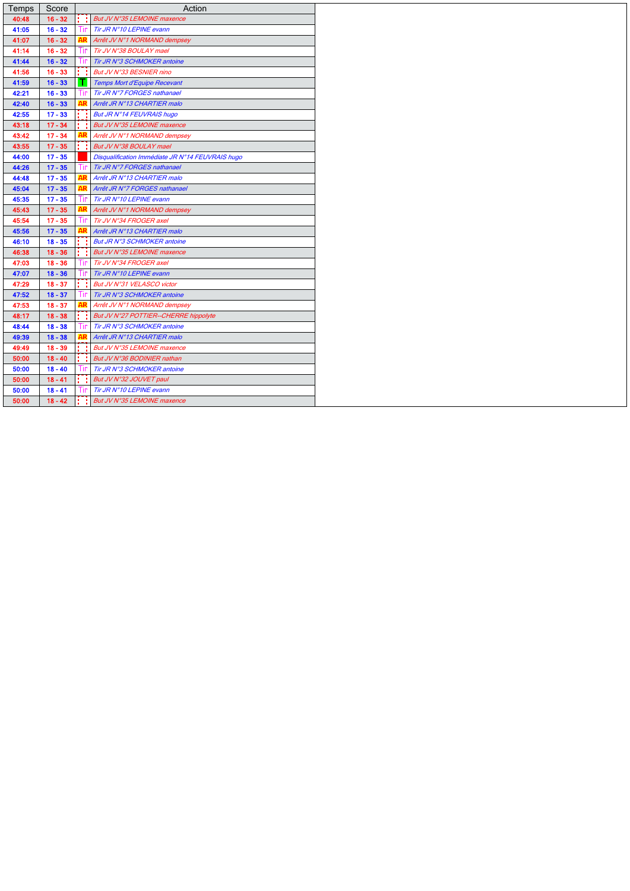| Temps | Score | | Action |
|---|---|---|---|
| 40:48 | 16 - 32 | | But JV N°35 LEMOINE maxence |
| 41:05 | 16 - 32 | Tir | Tir JR N°10 LEPINE evann |
| 41:07 | 16 - 32 | AR | Arrêt JV N°1 NORMAND dempsey |
| 41:14 | 16 - 32 | Tir | Tir JV N°38 BOULAY mael |
| 41:44 | 16 - 32 | Tir | Tir JR N°3 SCHMOKER antoine |
| 41:56 | 16 - 33 | | But JV N°33 BESNIER nino |
| 41:59 | 16 - 33 | T | Temps Mort d'Equipe Recevant |
| 42:21 | 16 - 33 | Tir | Tir JR N°7 FORGES nathanael |
| 42:40 | 16 - 33 | AR | Arrêt JR N°13 CHARTIER malo |
| 42:55 | 17 - 33 | | But JR N°14 FEUVRAIS hugo |
| 43:18 | 17 - 34 | | But JV N°35 LEMOINE maxence |
| 43:42 | 17 - 34 | AR | Arrêt JV N°1 NORMAND dempsey |
| 43:55 | 17 - 35 | | But JV N°38 BOULAY mael |
| 44:00 | 17 - 35 | | Disqualification Immédiate JR N°14 FEUVRAIS hugo |
| 44:26 | 17 - 35 | Tir | Tir JR N°7 FORGES nathanael |
| 44:48 | 17 - 35 | AR | Arrêt JR N°13 CHARTIER malo |
| 45:04 | 17 - 35 | AR | Arrêt JR N°7 FORGES nathanael |
| 45:35 | 17 - 35 | Tir | Tir JR N°10 LEPINE evann |
| 45:43 | 17 - 35 | AR | Arrêt JV N°1 NORMAND dempsey |
| 45:54 | 17 - 35 | Tir | Tir JV N°34 FROGER axel |
| 45:56 | 17 - 35 | AR | Arrêt JR N°13 CHARTIER malo |
| 46:10 | 18 - 35 | | But JR N°3 SCHMOKER antoine |
| 46:38 | 18 - 36 | | But JV N°35 LEMOINE maxence |
| 47:03 | 18 - 36 | Tir | Tir JV N°34 FROGER axel |
| 47:07 | 18 - 36 | Tir | Tir JR N°10 LEPINE evann |
| 47:29 | 18 - 37 | | But JV N°31 VELASCO victor |
| 47:52 | 18 - 37 | Tir | Tir JR N°3 SCHMOKER antoine |
| 47:53 | 18 - 37 | AR | Arrêt JV N°1 NORMAND dempsey |
| 48:17 | 18 - 38 | | But JV N°27 POTTIER--CHERRE hippolyte |
| 48:44 | 18 - 38 | Tir | Tir JR N°3 SCHMOKER antoine |
| 49:39 | 18 - 38 | AR | Arrêt JR N°13 CHARTIER malo |
| 49:49 | 18 - 39 | | But JV N°35 LEMOINE maxence |
| 50:00 | 18 - 40 | | But JV N°36 BODINIER nathan |
| 50:00 | 18 - 40 | Tir | Tir JR N°3 SCHMOKER antoine |
| 50:00 | 18 - 41 | | But JV N°32 JOUVET paul |
| 50:00 | 18 - 41 | Tir | Tir JR N°10 LEPINE evann |
| 50:00 | 18 - 42 | | But JV N°35 LEMOINE maxence |